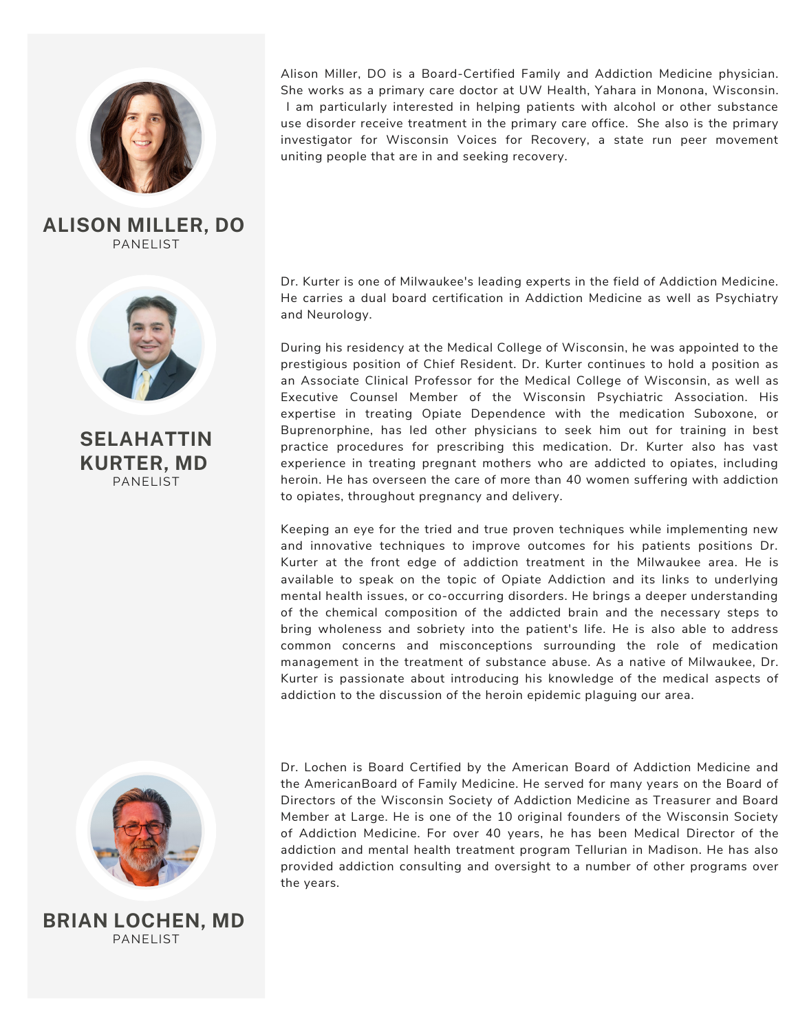## ALISON MILLER, DO
PANELIST

Alison Miller, DO is a Board-Certified Family and Addiction Medicine physician. She works as a primary care doctor at UW Health, Yahara in Monona, Wisconsin. I am particularly interested in helping patients with alcohol or other substance use disorder receive treatment in the primary care office. She also is the primary investigator for Wisconsin Voices for Recovery, a state run peer movement uniting people that are in and seeking recovery.

## SELAHATTIN KURTER, MD
PANELIST

Dr. Kurter is one of Milwaukee's leading experts in the field of Addiction Medicine. He carries a dual board certification in Addiction Medicine as well as Psychiatry and Neurology.

During his residency at the Medical College of Wisconsin, he was appointed to the prestigious position of Chief Resident. Dr. Kurter continues to hold a position as an Associate Clinical Professor for the Medical College of Wisconsin, as well as Executive Counsel Member of the Wisconsin Psychiatric Association. His expertise in treating Opiate Dependence with the medication Suboxone, or Buprenorphine, has led other physicians to seek him out for training in best practice procedures for prescribing this medication. Dr. Kurter also has vast experience in treating pregnant mothers who are addicted to opiates, including heroin. He has overseen the care of more than 40 women suffering with addiction to opiates, throughout pregnancy and delivery.

Keeping an eye for the tried and true proven techniques while implementing new and innovative techniques to improve outcomes for his patients positions Dr. Kurter at the front edge of addiction treatment in the Milwaukee area. He is available to speak on the topic of Opiate Addiction and its links to underlying mental health issues, or co-occurring disorders. He brings a deeper understanding of the chemical composition of the addicted brain and the necessary steps to bring wholeness and sobriety into the patient's life. He is also able to address common concerns and misconceptions surrounding the role of medication management in the treatment of substance abuse. As a native of Milwaukee, Dr. Kurter is passionate about introducing his knowledge of the medical aspects of addiction to the discussion of the heroin epidemic plaguing our area.

## BRIAN LOCHEN, MD
PANELIST

Dr. Lochen is Board Certified by the American Board of Addiction Medicine and the AmericanBoard of Family Medicine. He served for many years on the Board of Directors of the Wisconsin Society of Addiction Medicine as Treasurer and Board Member at Large. He is one of the 10 original founders of the Wisconsin Society of Addiction Medicine. For over 40 years, he has been Medical Director of the addiction and mental health treatment program Tellurian in Madison. He has also provided addiction consulting and oversight to a number of other programs over the years.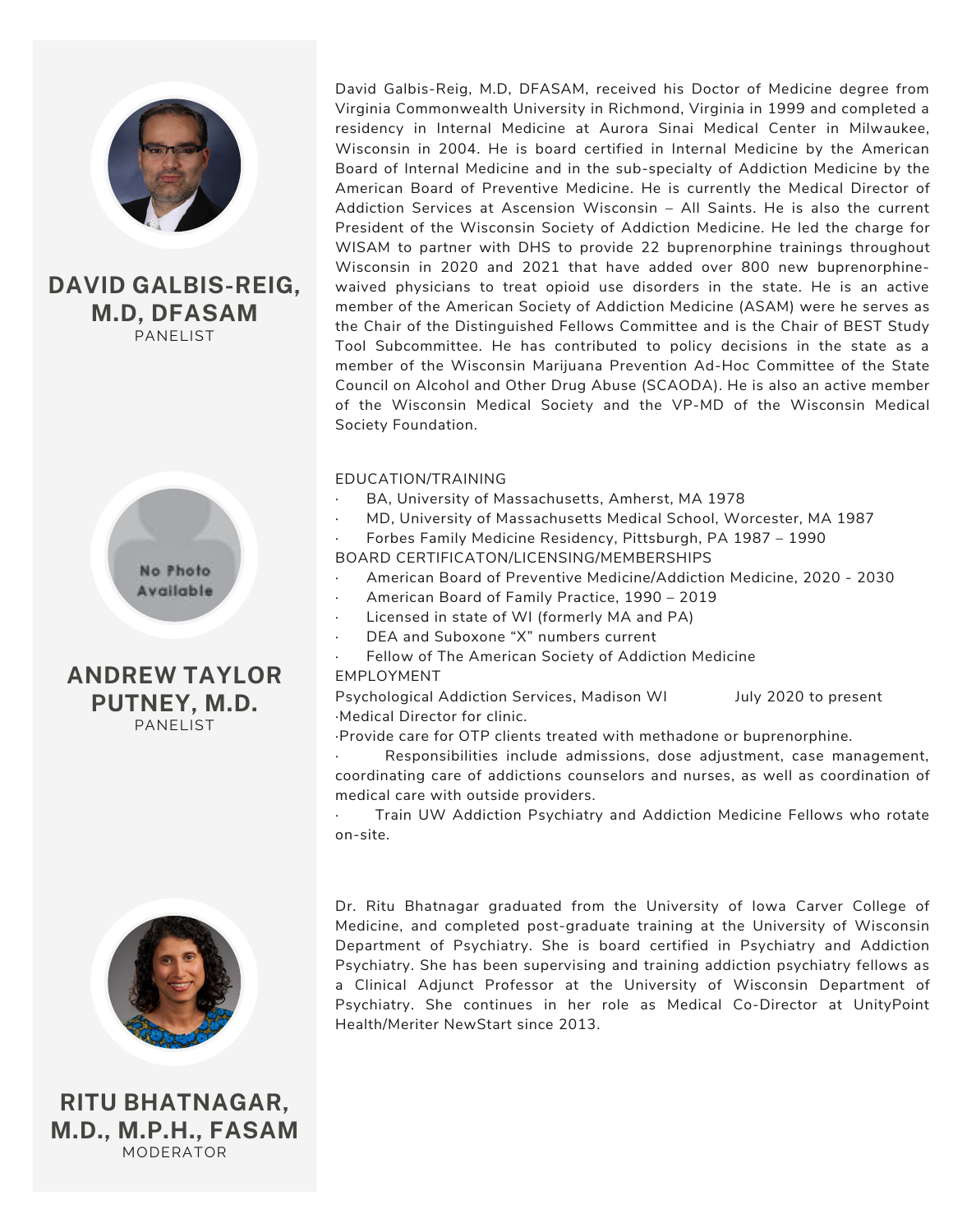## DAVID GALBIS-REIG, M.D, DFASAM
PANELIST

David Galbis-Reig, M.D, DFASAM, received his Doctor of Medicine degree from Virginia Commonwealth University in Richmond, Virginia in 1999 and completed a residency in Internal Medicine at Aurora Sinai Medical Center in Milwaukee, Wisconsin in 2004. He is board certified in Internal Medicine by the American Board of Internal Medicine and in the sub-specialty of Addiction Medicine by the American Board of Preventive Medicine. He is currently the Medical Director of Addiction Services at Ascension Wisconsin – All Saints. He is also the current President of the Wisconsin Society of Addiction Medicine. He led the charge for WISAM to partner with DHS to provide 22 buprenorphine trainings throughout Wisconsin in 2020 and 2021 that have added over 800 new buprenorphine-waived physicians to treat opioid use disorders in the state. He is an active member of the American Society of Addiction Medicine (ASAM) were he serves as the Chair of the Distinguished Fellows Committee and is the Chair of BEST Study Tool Subcommittee. He has contributed to policy decisions in the state as a member of the Wisconsin Marijuana Prevention Ad-Hoc Committee of the State Council on Alcohol and Other Drug Abuse (SCAODA). He is also an active member of the Wisconsin Medical Society and the VP-MD of the Wisconsin Medical Society Foundation.

## ANDREW TAYLOR PUTNEY, M.D.
PANELIST

No Photo Available

EDUCATION/TRAINING

- BA, University of Massachusetts, Amherst, MA 1978
- MD, University of Massachusetts Medical School, Worcester, MA 1987
- Forbes Family Medicine Residency, Pittsburgh, PA 1987 – 1990

BOARD CERTIFICATON/LICENSING/MEMBERSHIPS

- American Board of Preventive Medicine/Addiction Medicine, 2020 - 2030
- American Board of Family Practice, 1990 – 2019
- Licensed in state of WI (formerly MA and PA)
- DEA and Suboxone "X" numbers current
- Fellow of The American Society of Addiction Medicine

EMPLOYMENT

Psychological Addiction Services, Madison WI July 2020 to present

- Medical Director for clinic.
- Provide care for OTP clients treated with methadone or buprenorphine.
- Responsibilities include admissions, dose adjustment, case management, coordinating care of addictions counselors and nurses, as well as coordination of medical care with outside providers.
- Train UW Addiction Psychiatry and Addiction Medicine Fellows who rotate on-site.

## RITU BHATNAGAR, M.D., M.P.H., FASAM
MODERATOR

Dr. Ritu Bhatnagar graduated from the University of Iowa Carver College of Medicine, and completed post-graduate training at the University of Wisconsin Department of Psychiatry. She is board certified in Psychiatry and Addiction Psychiatry. She has been supervising and training addiction psychiatry fellows as a Clinical Adjunct Professor at the University of Wisconsin Department of Psychiatry. She continues in her role as Medical Co-Director at UnityPoint Health/Meriter NewStart since 2013.